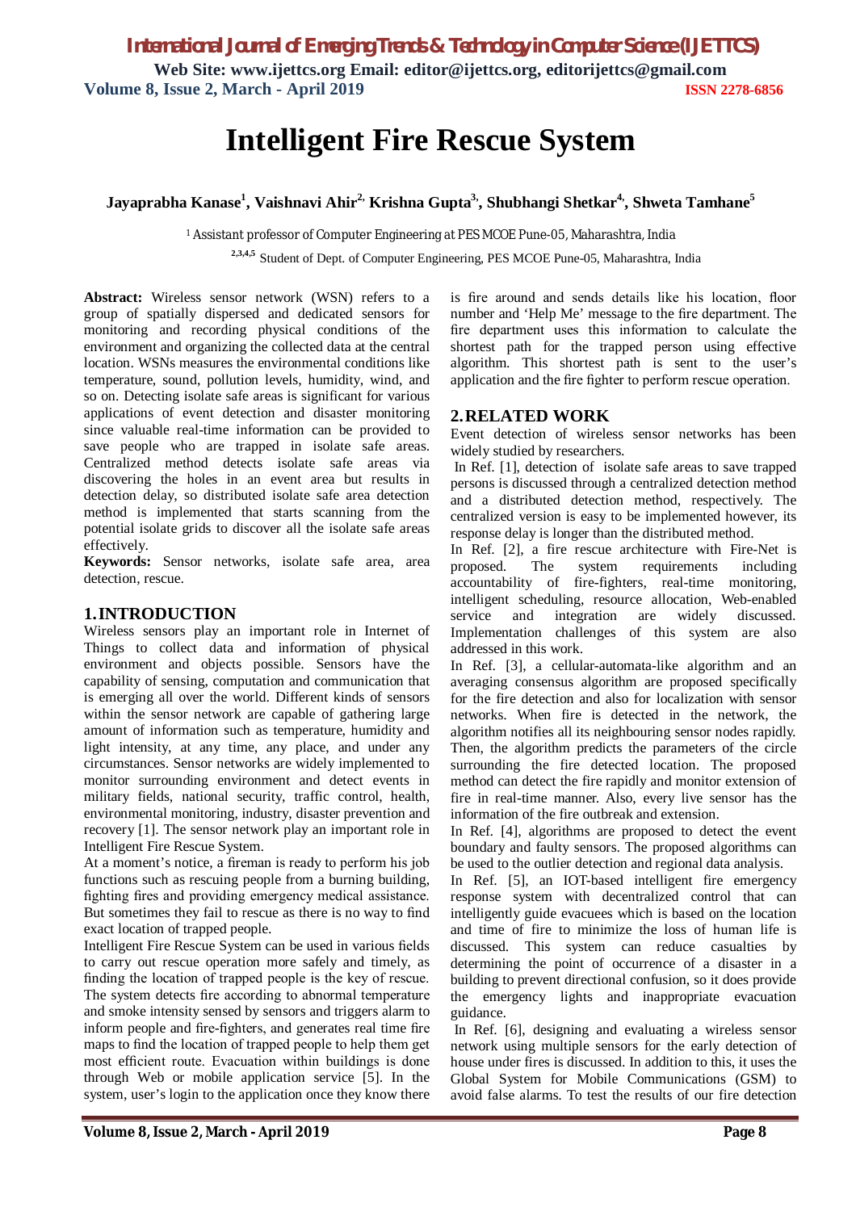# Intelligent Fire Rescue System

**Jayaprabha Kanase[1], Vaishnavi Ahir[2], Krishna Gupta[3], Shubhangi Shetkar[4], Shweta Tamhane[5]**

[1] Assistant professor of Computer Engineering at PES MCOE Pune-05, Maharashtra, India

[2,3,4,5] Student of Dept. of Computer Engineering, PES MCOE Pune-05, Maharashtra, India

**Abstract:** Wireless sensor network (WSN) refers to a group of spatially dispersed and dedicated sensors for monitoring and recording physical conditions of the environment and organizing the collected data at the central location. WSNs measures the environmental conditions like temperature, sound, pollution levels, humidity, wind, and so on. Detecting isolate safe areas is significant for various applications of event detection and disaster monitoring since valuable real-time information can be provided to save people who are trapped in isolate safe areas. Centralized method detects isolate safe areas via discovering the holes in an event area but results in detection delay, so distributed isolate safe area detection method is implemented that starts scanning from the potential isolate grids to discover all the isolate safe areas effectively.

**Keywords:** Sensor networks, isolate safe area, area detection, rescue.

## 1. INTRODUCTION

Wireless sensors play an important role in Internet of Things to collect data and information of physical environment and objects possible. Sensors have the capability of sensing, computation and communication that is emerging all over the world. Different kinds of sensors within the sensor network are capable of gathering large amount of information such as temperature, humidity and light intensity, at any time, any place, and under any circumstances. Sensor networks are widely implemented to monitor surrounding environment and detect events in military fields, national security, traffic control, health, environmental monitoring, industry, disaster prevention and recovery [1]. The sensor network play an important role in Intelligent Fire Rescue System.

At a moment's notice, a fireman is ready to perform his job functions such as rescuing people from a burning building, fighting fires and providing emergency medical assistance. But sometimes they fail to rescue as there is no way to find exact location of trapped people.

Intelligent Fire Rescue System can be used in various fields to carry out rescue operation more safely and timely, as finding the location of trapped people is the key of rescue. The system detects fire according to abnormal temperature and smoke intensity sensed by sensors and triggers alarm to inform people and fire-fighters, and generates real time fire maps to find the location of trapped people to help them get most efficient route. Evacuation within buildings is done through Web or mobile application service [5]. In the system, user's login to the application once they know there is fire around and sends details like his location, floor number and 'Help Me' message to the fire department. The fire department uses this information to calculate the shortest path for the trapped person using effective algorithm. This shortest path is sent to the user's application and the fire fighter to perform rescue operation.

## 2. RELATED WORK

Event detection of wireless sensor networks has been widely studied by researchers.

In Ref. [1], detection of isolate safe areas to save trapped persons is discussed through a centralized detection method and a distributed detection method, respectively. The centralized version is easy to be implemented however, its response delay is longer than the distributed method.

In Ref. [2], a fire rescue architecture with Fire-Net is proposed. The system requirements including accountability of fire-fighters, real-time monitoring, intelligent scheduling, resource allocation, Web-enabled service and integration are widely discussed. Implementation challenges of this system are also addressed in this work.

In Ref. [3], a cellular-automata-like algorithm and an averaging consensus algorithm are proposed specifically for the fire detection and also for localization with sensor networks. When fire is detected in the network, the algorithm notifies all its neighbouring sensor nodes rapidly. Then, the algorithm predicts the parameters of the circle surrounding the fire detected location. The proposed method can detect the fire rapidly and monitor extension of fire in real-time manner. Also, every live sensor has the information of the fire outbreak and extension.

In Ref. [4], algorithms are proposed to detect the event boundary and faulty sensors. The proposed algorithms can be used to the outlier detection and regional data analysis.

In Ref. [5], an IOT-based intelligent fire emergency response system with decentralized control that can intelligently guide evacuees which is based on the location and time of fire to minimize the loss of human life is discussed. This system can reduce casualties by determining the point of occurrence of a disaster in a building to prevent directional confusion, so it does provide the emergency lights and inappropriate evacuation guidance.

In Ref. [6], designing and evaluating a wireless sensor network using multiple sensors for the early detection of house under fires is discussed. In addition to this, it uses the Global System for Mobile Communications (GSM) to avoid false alarms. To test the results of our fire detection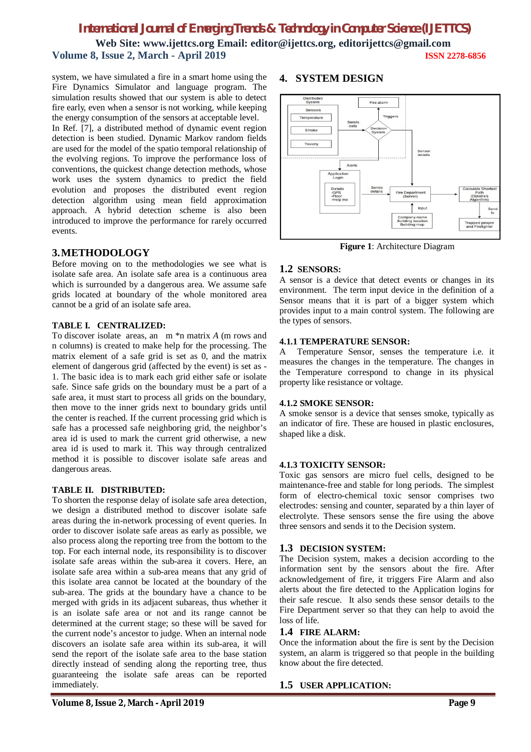system, we have simulated a fire in a smart home using the Fire Dynamics Simulator and language program. The simulation results showed that our system is able to detect fire early, even when a sensor is not working, while keeping the energy consumption of the sensors at acceptable level.

In Ref. [7], a distributed method of dynamic event region detection is been studied. Dynamic Markov random fields are used for the model of the spatio temporal relationship of the evolving regions. To improve the performance loss of the conventions, the quickest change detection methods, whose work uses the system dynamics to predict the field evolution and proposes the distributed event region detection algorithm using mean field approximation approach. A hybrid detection scheme is also been introduced to improve the performance for rarely occurred events.

# 3. METHODOLOGY

Before moving on to the methodologies we see what is isolate safe area. An isolate safe area is a continuous area which is surrounded by a dangerous area. We assume safe grids located at boundary of the whole monitored area cannot be a grid of an isolate safe area.

### TABLE I. CENTRALIZED:

To discover isolate areas, an m *n matrix *A* (m rows and n columns) is created to make help for the processing. The matrix element of a safe grid is set as 0, and the matrix element of dangerous grid (affected by the event) is set as -1. The basic idea is to mark each grid either safe or isolate safe. Since safe grids on the boundary must be a part of a safe area, it must start to process all grids on the boundary, then move to the inner grids next to boundary grids until the center is reached. If the current processing grid which is safe has a processed safe neighboring grid, the neighbor's area id is used to mark the current grid otherwise, a new area id is used to mark it. This way through centralized method it is possible to discover isolate safe areas and dangerous areas.

### TABLE II. DISTRIBUTED:

To shorten the response delay of isolate safe area detection, we design a distributed method to discover isolate safe areas during the in-network processing of event queries. In order to discover isolate safe areas as early as possible, we also process along the reporting tree from the bottom to the top. For each internal node, its responsibility is to discover isolate safe areas within the sub-area it covers. Here, an isolate safe area within a sub-area means that any grid of this isolate area cannot be located at the boundary of the sub-area. The grids at the boundary have a chance to be merged with grids in its adjacent subareas, thus whether it is an isolate safe area or not and its range cannot be determined at the current stage; so these will be saved for the current node's ancestor to judge. When an internal node discovers an isolate safe area within its sub-area, it will send the report of the isolate safe area to the base station directly instead of sending along the reporting tree, thus guaranteeing the isolate safe areas can be reported immediately.

# 4. SYSTEM DESIGN

**Figure 1**: Architecture Diagram

## 1.2 SENSORS:

A sensor is a device that detect events or changes in its environment. The term input device in the definition of a Sensor means that it is part of a bigger system which provides input to a main control system. The following are the types of sensors.

### 4.1.1 TEMPERATURE SENSOR:

A Temperature Sensor, senses the temperature i.e. it measures the changes in the temperature. The changes in the Temperature correspond to change in its physical property like resistance or voltage.

### 4.1.2 SMOKE SENSOR:

A smoke sensor is a device that senses smoke, typically as an indicator of fire. These are housed in plastic enclosures, shaped like a disk.

### 4.1.3 TOXICITY SENSOR:

Toxic gas sensors are micro fuel cells, designed to be maintenance-free and stable for long periods. The simplest form of electro-chemical toxic sensor comprises two electrodes: sensing and counter, separated by a thin layer of electrolyte. These sensors sense the fire using the above three sensors and sends it to the Decision system.

## 1.3 DECISION SYSTEM:

The Decision system, makes a decision according to the information sent by the sensors about the fire. After acknowledgement of fire, it triggers Fire Alarm and also alerts about the fire detected to the Application logins for their safe rescue. It also sends these sensor details to the Fire Department server so that they can help to avoid the loss of life.

## 1.4 FIRE ALARM:

Once the information about the fire is sent by the Decision system, an alarm is triggered so that people in the building know about the fire detected.

## 1.5 USER APPLICATION: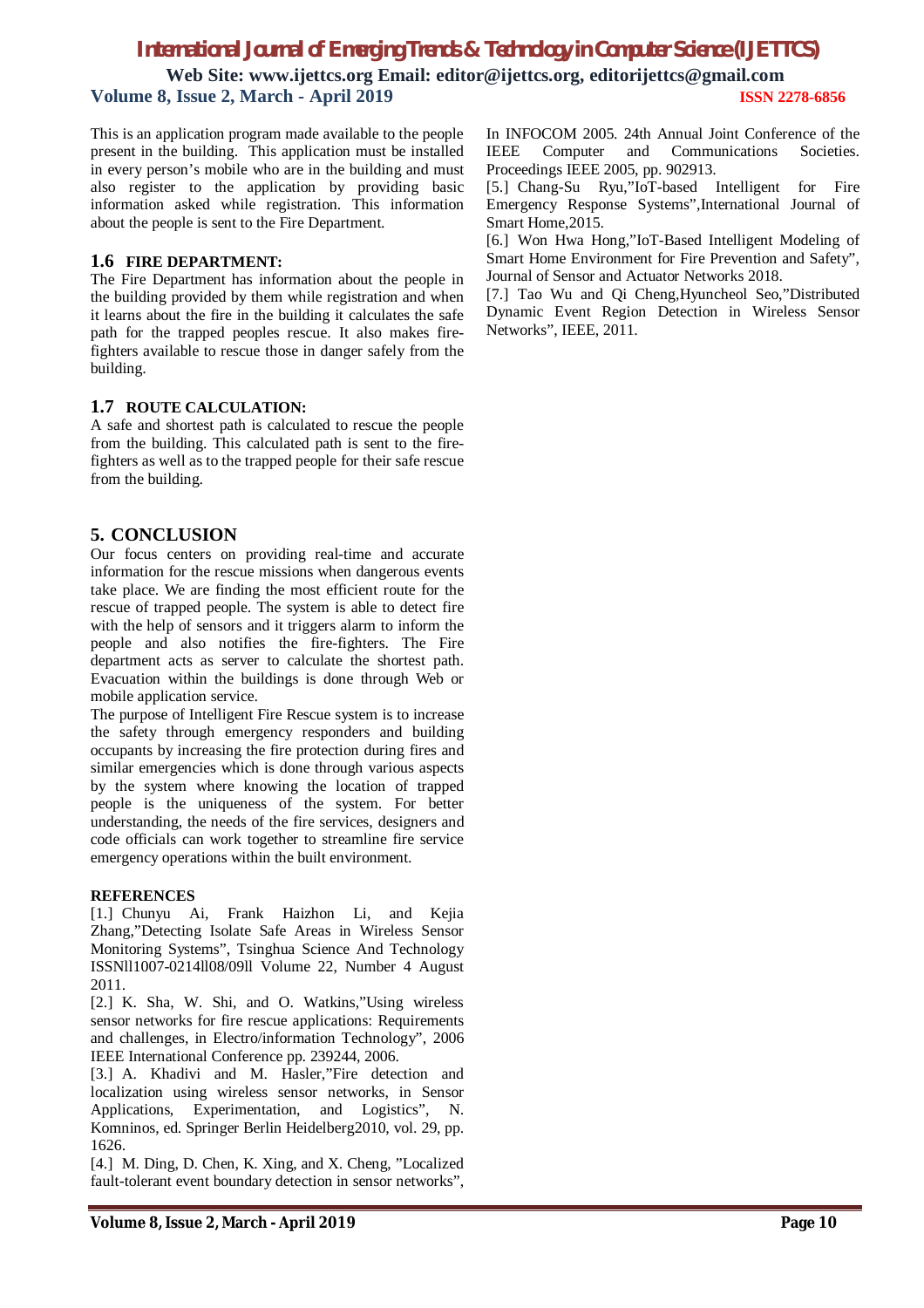This is an application program made available to the people present in the building. This application must be installed in every person's mobile who are in the building and must also register to the application by providing basic information asked while registration. This information about the people is sent to the Fire Department.

### 1.6 FIRE DEPARTMENT:

The Fire Department has information about the people in the building provided by them while registration and when it learns about the fire in the building it calculates the safe path for the trapped peoples rescue. It also makes fire-fighters available to rescue those in danger safely from the building.

### 1.7 ROUTE CALCULATION:

A safe and shortest path is calculated to rescue the people from the building. This calculated path is sent to the fire-fighters as well as to the trapped people for their safe rescue from the building.

## 5. CONCLUSION

Our focus centers on providing real-time and accurate information for the rescue missions when dangerous events take place. We are finding the most efficient route for the rescue of trapped people. The system is able to detect fire with the help of sensors and it triggers alarm to inform the people and also notifies the fire-fighters. The Fire department acts as server to calculate the shortest path. Evacuation within the buildings is done through Web or mobile application service.

The purpose of Intelligent Fire Rescue system is to increase the safety through emergency responders and building occupants by increasing the fire protection during fires and similar emergencies which is done through various aspects by the system where knowing the location of trapped people is the uniqueness of the system. For better understanding, the needs of the fire services, designers and code officials can work together to streamline fire service emergency operations within the built environment.

**REFERENCES**

[1.] Chunyu Ai, Frank Haizhon Li, and Kejia Zhang,"Detecting Isolate Safe Areas in Wireless Sensor Monitoring Systems", Tsinghua Science And Technology ISSNll1007-0214ll08/09ll Volume 22, Number 4 August 2011.

[2.] K. Sha, W. Shi, and O. Watkins,"Using wireless sensor networks for fire rescue applications: Requirements and challenges, in Electro/information Technology", 2006 IEEE International Conference pp. 239244, 2006.

[3.] A. Khadivi and M. Hasler,"Fire detection and localization using wireless sensor networks, in Sensor Applications, Experimentation, and Logistics", N. Komninos, ed. Springer Berlin Heidelberg2010, vol. 29, pp. 1626.

[4.] M. Ding, D. Chen, K. Xing, and X. Cheng, "Localized fault-tolerant event boundary detection in sensor networks", In INFOCOM 2005. 24th Annual Joint Conference of the IEEE Computer and Communications Societies. Proceedings IEEE 2005, pp. 902913.

[5.] Chang-Su Ryu,"IoT-based Intelligent for Fire Emergency Response Systems",International Journal of Smart Home,2015.

[6.] Won Hwa Hong,"IoT-Based Intelligent Modeling of Smart Home Environment for Fire Prevention and Safety", Journal of Sensor and Actuator Networks 2018.

[7.] Tao Wu and Qi Cheng,Hyuncheol Seo,"Distributed Dynamic Event Region Detection in Wireless Sensor Networks", IEEE, 2011.